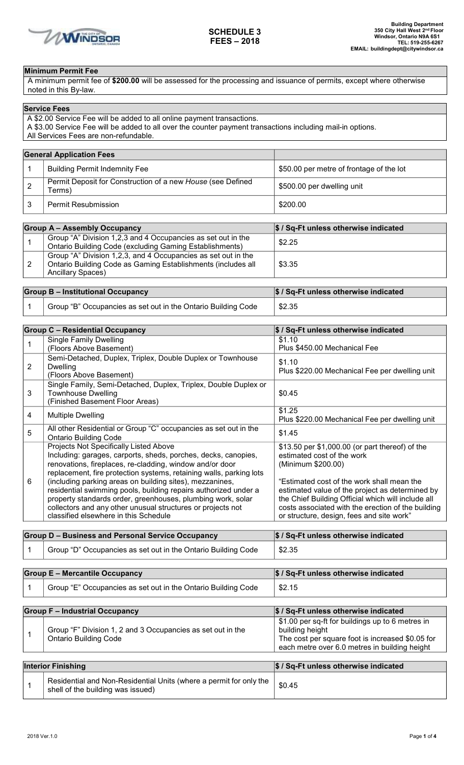# SCHEDULE 3
# FEES – 2018

**Building Department**
**350 City Hall West 2nd Floor**
**Windsor, Ontario N9A 6S1**
**TEL: 519-255-6267**
**EMAIL: buildingdept@citywindsor.ca**

## Minimum Permit Fee

A minimum permit fee of **$200.00** will be assessed for the processing and issuance of permits, except where otherwise noted in this By-law.

## Service Fees

A $2.00 Service Fee will be added to all online payment transactions.
A $3.00 Service Fee will be added to all over the counter payment transactions including mail-in options.
All Services Fees are non-refundable.

| **General Application Fees** | | |
|---|---|---|
| 1 | Building Permit Indemnity Fee | $50.00 per metre of frontage of the lot |
| 2 | Permit Deposit for Construction of a new *House* (see Defined Terms) | $500.00 per dwelling unit |
| 3 | Permit Resubmission | $200.00 |

| **Group A – Assembly Occupancy** | | **$ / Sq-Ft unless otherwise indicated** |
|---|---|---|
| 1 | Group "A" Division 1,2,3 and 4 Occupancies as set out in the Ontario Building Code (excluding Gaming Establishments) | $2.25 |
| 2 | Group "A" Division 1,2,3, and 4 Occupancies as set out in the Ontario Building Code as Gaming Establishments (includes all Ancillary Spaces) | $3.35 |

| **Group B – Institutional Occupancy** | | **$ / Sq-Ft unless otherwise indicated** |
|---|---|---|
| 1 | Group "B" Occupancies as set out in the Ontario Building Code | $2.35 |

| **Group C – Residential Occupancy** | | **$ / Sq-Ft unless otherwise indicated** |
|---|---|---|
| 1 | Single Family Dwelling (Floors Above Basement) | $1.10 Plus $450.00 Mechanical Fee |
| 2 | Semi-Detached, Duplex, Triplex, Double Duplex or Townhouse Dwelling (Floors Above Basement) | $1.10 Plus $220.00 Mechanical Fee per dwelling unit |
| 3 | Single Family, Semi-Detached, Duplex, Triplex, Double Duplex or Townhouse Dwelling (Finished Basement Floor Areas) | $0.45 |
| 4 | Multiple Dwelling | $1.25 Plus $220.00 Mechanical Fee per dwelling unit |
| 5 | All other Residential or Group "C" occupancies as set out in the Ontario Building Code | $1.45 |
| 6 | Projects Not Specifically Listed Above Including: garages, carports, sheds, porches, decks, canopies, renovations, fireplaces, re-cladding, window and/or door replacement, fire protection systems, retaining walls, parking lots (including parking areas on building sites), mezzanines, residential swimming pools, building repairs authorized under a property standards order, greenhouses, plumbing work, solar collectors and any other unusual structures or projects not classified elsewhere in this Schedule | $13.50 per $1,000.00 (or part thereof) of the estimated cost of the work (Minimum $200.00)<br><br>"Estimated cost of the work shall mean the estimated value of the project as determined by the Chief Building Official which will include all costs associated with the erection of the building or structure, design, fees and site work" |

| **Group D – Business and Personal Service Occupancy** | | **$ / Sq-Ft unless otherwise indicated** |
|---|---|---|
| 1 | Group "D" Occupancies as set out in the Ontario Building Code | $2.35 |

| **Group E – Mercantile Occupancy** | | **$ / Sq-Ft unless otherwise indicated** |
|---|---|---|
| 1 | Group "E" Occupancies as set out in the Ontario Building Code | $2.15 |

| **Group F – Industrial Occupancy** | | **$ / Sq-Ft unless otherwise indicated** |
|---|---|---|
| 1 | Group "F" Division 1, 2 and 3 Occupancies as set out in the Ontario Building Code | $1.00 per sq-ft for buildings up to 6 metres in building height<br>The cost per square foot is increased $0.05 for each metre over 6.0 metres in building height |

| **Interior Finishing** | | **$ / Sq-Ft unless otherwise indicated** |
|---|---|---|
| 1 | Residential and Non-Residential Units (where a permit for only the shell of the building was issued) | $0.45 |

2018 Ver.1.0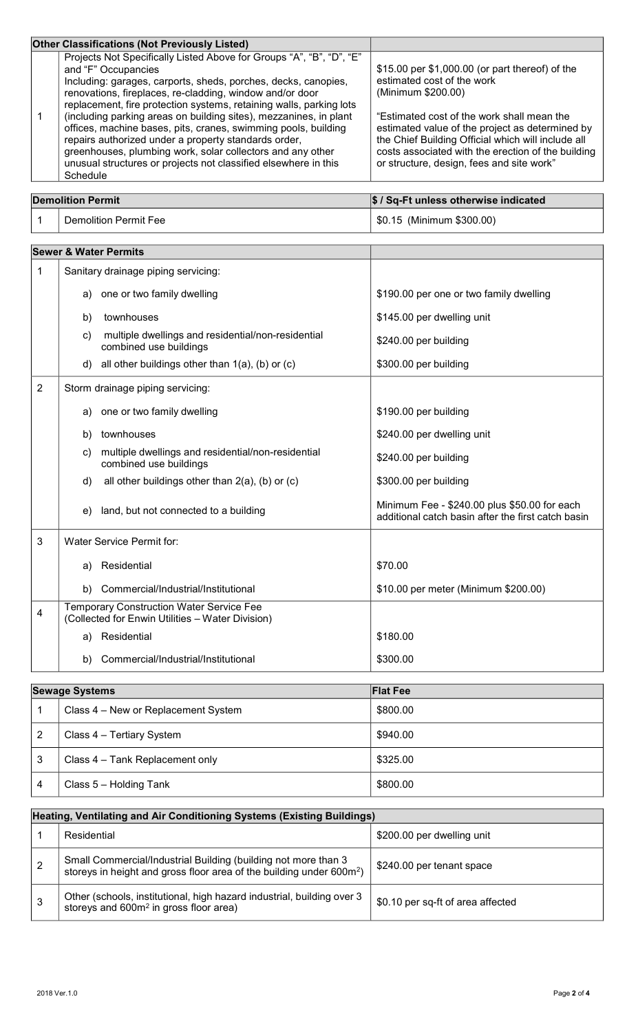| Other Classifications (Not Previously Listed) | | |
|---|---|---|
| 1 | Projects Not Specifically Listed Above for Groups "A", "B", "D", "E" and "F" Occupancies<br>Including: garages, carports, sheds, porches, decks, canopies, renovations, fireplaces, re-cladding, window and/or door replacement, fire protection systems, retaining walls, parking lots (including parking areas on building sites), mezzanines, in plant offices, machine bases, pits, cranes, swimming pools, building repairs authorized under a property standards order, greenhouses, plumbing work, solar collectors and any other unusual structures or projects not classified elsewhere in this Schedule | $15.00 per $1,000.00 (or part thereof) of the estimated cost of the work (Minimum $200.00)<br><br>"Estimated cost of the work shall mean the estimated value of the project as determined by the Chief Building Official which will include all costs associated with the erection of the building or structure, design, fees and site work" |

| Demolition Permit | | $ / Sq-Ft unless otherwise indicated |
|---|---|---|
| 1 | Demolition Permit Fee | $0.15 (Minimum $300.00) |

| Sewer & Water Permits | | |
|---|---|---|
| 1 | Sanitary drainage piping servicing: | |
| | a) one or two family dwelling | $190.00 per one or two family dwelling |
| | b) townhouses | $145.00 per dwelling unit |
| | c) multiple dwellings and residential/non-residential combined use buildings | $240.00 per building |
| | d) all other buildings other than 1(a), (b) or (c) | $300.00 per building |
| 2 | Storm drainage piping servicing: | |
| | a) one or two family dwelling | $190.00 per building |
| | b) townhouses | $240.00 per dwelling unit |
| | c) multiple dwellings and residential/non-residential combined use buildings | $240.00 per building |
| | d) all other buildings other than 2(a), (b) or (c) | $300.00 per building |
| | e) land, but not connected to a building | Minimum Fee - $240.00 plus $50.00 for each additional catch basin after the first catch basin |
| 3 | Water Service Permit for: | |
| | a) Residential | $70.00 |
| | b) Commercial/Industrial/Institutional | $10.00 per meter (Minimum $200.00) |
| 4 | Temporary Construction Water Service Fee (Collected for Enwin Utilities – Water Division) | |
| | a) Residential | $180.00 |
| | b) Commercial/Industrial/Institutional | $300.00 |

| Sewage Systems | | Flat Fee |
|---|---|---|
| 1 | Class 4 – New or Replacement System | $800.00 |
| 2 | Class 4 – Tertiary System | $940.00 |
| 3 | Class 4 – Tank Replacement only | $325.00 |
| 4 | Class 5 – Holding Tank | $800.00 |

| Heating, Ventilating and Air Conditioning Systems (Existing Buildings) | | |
|---|---|---|
| 1 | Residential | $200.00 per dwelling unit |
| 2 | Small Commercial/Industrial Building (building not more than 3 storeys in height and gross floor area of the building under 600m²) | $240.00 per tenant space |
| 3 | Other (schools, institutional, high hazard industrial, building over 3 storeys and 600m² in gross floor area) | $0.10 per sq-ft of area affected |

2018 Ver.1.0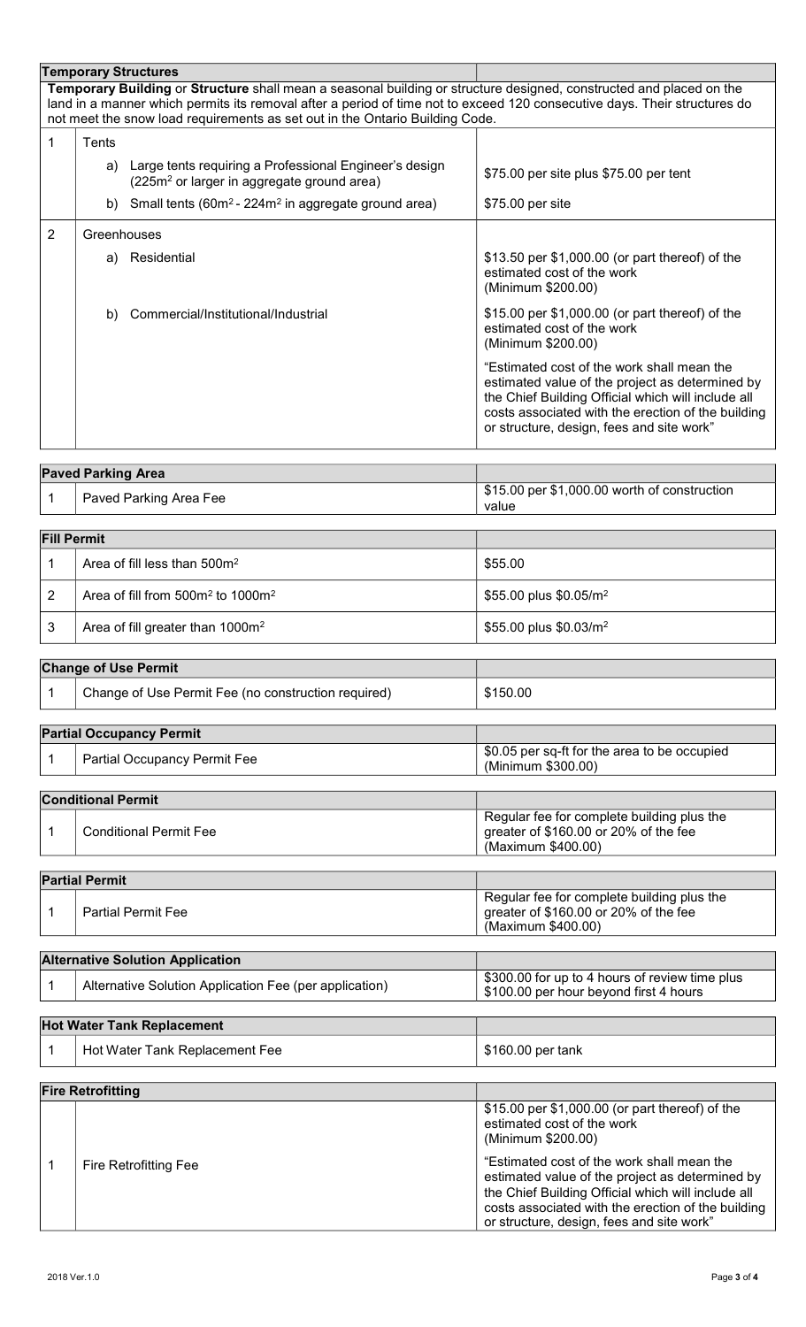| Temporary Structures | | |
|---|---|---|
| **Temporary Building** or **Structure** shall mean a seasonal building or structure designed, constructed and placed on the land in a manner which permits its removal after a period of time not to exceed 120 consecutive days. Their structures do not meet the snow load requirements as set out in the Ontario Building Code. | | |
| 1 | Tents | |
| | a) Large tents requiring a Professional Engineer's design ($225m^2$ or larger in aggregate ground area) | $75.00 per site plus $75.00 per tent |
| | b) Small tents ($60m^2$ - $224m^2$ in aggregate ground area) | $75.00 per site |
| 2 | Greenhouses | |
| | a) Residential | $13.50 per $1,000.00 (or part thereof) of the estimated cost of the work (Minimum $200.00) |
| | b) Commercial/Institutional/Industrial | $15.00 per $1,000.00 (or part thereof) of the estimated cost of the work (Minimum $200.00) |
| | | "Estimated cost of the work shall mean the estimated value of the project as determined by the Chief Building Official which will include all costs associated with the erection of the building or structure, design, fees and site work" |

| Paved Parking Area | | |
|---|---|---|
| 1 | Paved Parking Area Fee | $15.00 per $1,000.00 worth of construction value |

| Fill Permit | | |
|---|---|---|
| 1 | Area of fill less than $500m^2$ | $55.00 |
| 2 | Area of fill from $500m^2$ to $1000m^2$ | $55.00 plus $0.05/m^2$ |
| 3 | Area of fill greater than $1000m^2$ | $55.00 plus $0.03/m^2$ |

| Change of Use Permit | | |
|---|---|---|
| 1 | Change of Use Permit Fee (no construction required) | $150.00 |

| Partial Occupancy Permit | | |
|---|---|---|
| 1 | Partial Occupancy Permit Fee | $0.05 per sq-ft for the area to be occupied (Minimum $300.00) |

| Conditional Permit | | |
|---|---|---|
| 1 | Conditional Permit Fee | Regular fee for complete building plus the greater of $160.00 or 20% of the fee (Maximum $400.00) |

| Partial Permit | | |
|---|---|---|
| 1 | Partial Permit Fee | Regular fee for complete building plus the greater of $160.00 or 20% of the fee (Maximum $400.00) |

| Alternative Solution Application | | |
|---|---|---|
| 1 | Alternative Solution Application Fee (per application) | $300.00 for up to 4 hours of review time plus $100.00 per hour beyond first 4 hours |

| Hot Water Tank Replacement | | |
|---|---|---|
| 1 | Hot Water Tank Replacement Fee | $160.00 per tank |

| Fire Retrofitting | | |
|---|---|---|
| 1 | Fire Retrofitting Fee | $15.00 per $1,000.00 (or part thereof) of the estimated cost of the work (Minimum $200.00) |
| | | "Estimated cost of the work shall mean the estimated value of the project as determined by the Chief Building Official which will include all costs associated with the erection of the building or structure, design, fees and site work" |

2018 Ver.1.0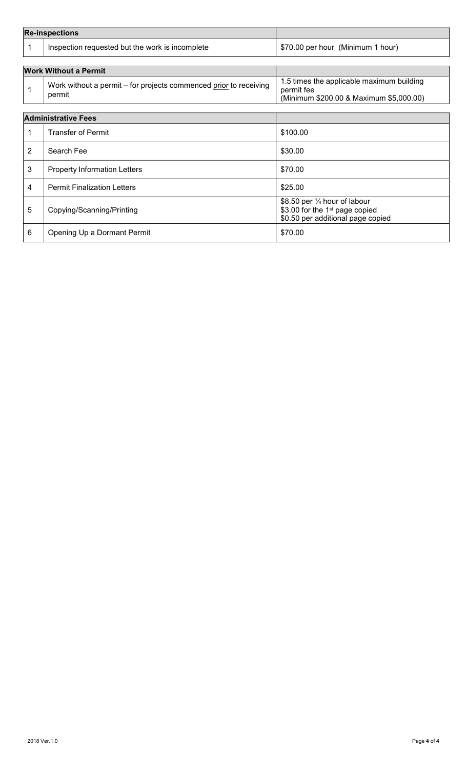| Re-inspections | | |
|---|---|---|
| 1 | Inspection requested but the work is incomplete | \$70.00 per hour (Minimum 1 hour) |

| Work Without a Permit | | |
|---|---|---|
| 1 | Work without a permit – for projects commenced <u>prior</u> to receiving permit | 1.5 times the applicable maximum building permit fee (Minimum \$200.00 & Maximum \$5,000.00) |

| Administrative Fees | | |
|---|---|---|
| 1 | Transfer of Permit | \$100.00 |
| 2 | Search Fee | \$30.00 |
| 3 | Property Information Letters | \$70.00 |
| 4 | Permit Finalization Letters | \$25.00 |
| 5 | Copying/Scanning/Printing | \$8.50 per ¼ hour of labour<br>\$3.00 for the 1st page copied<br>\$0.50 per additional page copied |
| 6 | Opening Up a Dormant Permit | \$70.00 |

2018 Ver.1.0